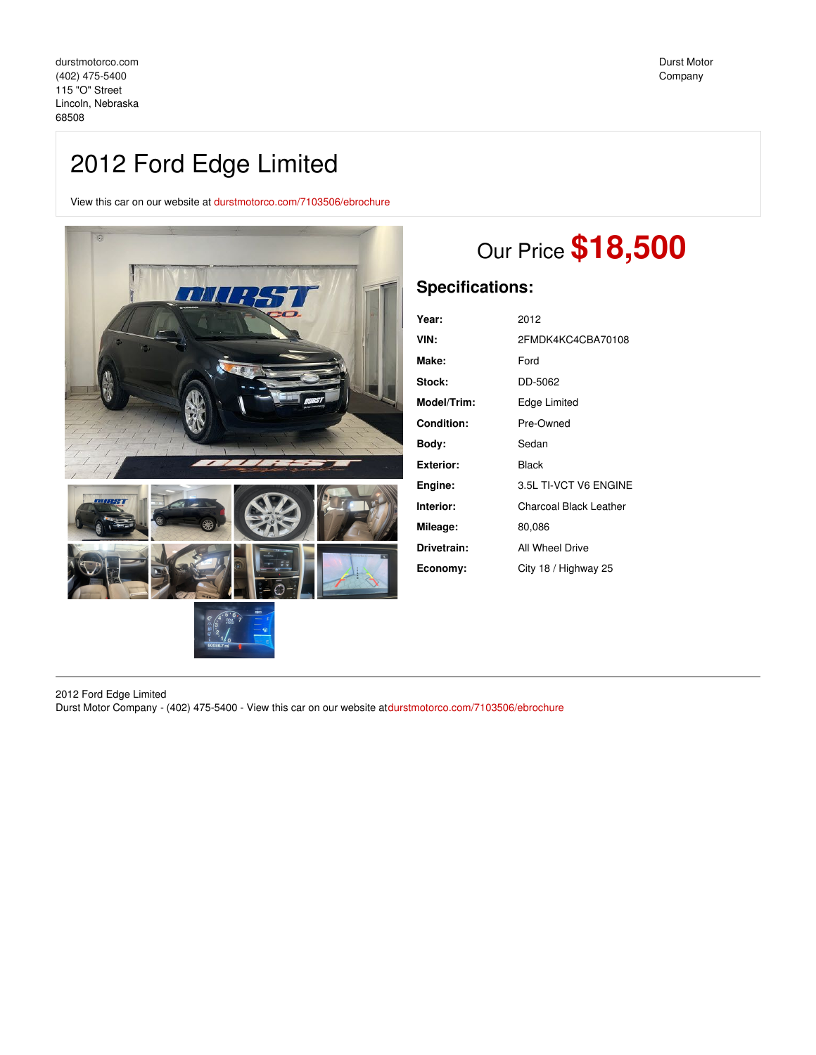durstmotorco.com
(402) 475-5400
115 "O" Street
Lincoln, Nebraska
68508

Durst Motor Company

# 2012 Ford Edge Limited

View this car on our website at durstmotorco.com/7103506/ebrochure

## Our Price **$18,500**

### Specifications:

| | |
|---|---|
| **Year:** | 2012 |
| **VIN:** | 2FMDK4KC4CBA70108 |
| **Make:** | Ford |
| **Stock:** | DD-5062 |
| **Model/Trim:** | Edge Limited |
| **Condition:** | Pre-Owned |
| **Body:** | Sedan |
| **Exterior:** | Black |
| **Engine:** | 3.5L TI-VCT V6 ENGINE |
| **Interior:** | Charcoal Black Leather |
| **Mileage:** | 80,086 |
| **Drivetrain:** | All Wheel Drive |
| **Economy:** | City 18 / Highway 25 |

2012 Ford Edge Limited
Durst Motor Company - (402) 475-5400 - View this car on our website atdurstmotorco.com/7103506/ebrochure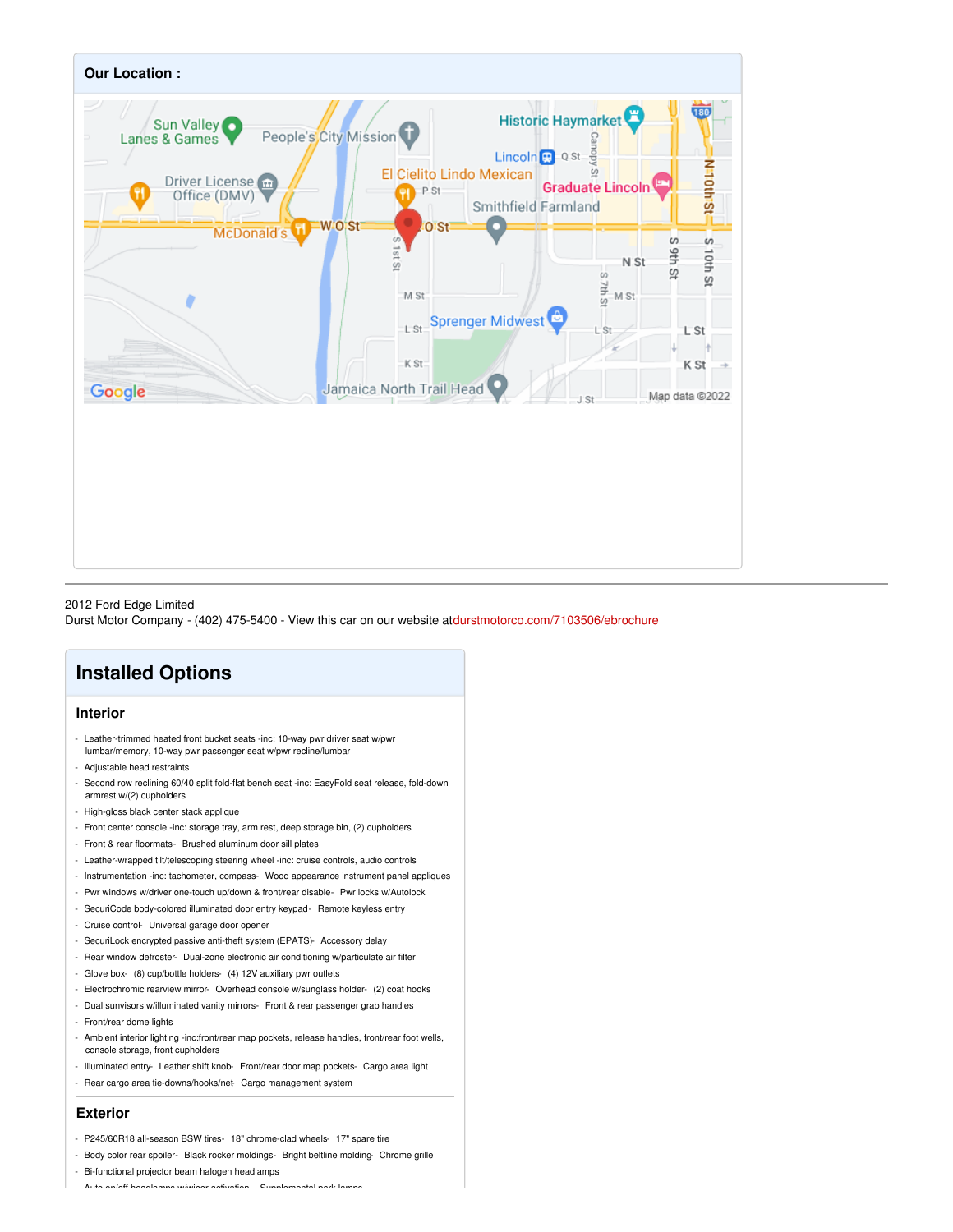**Our Location :**

2012 Ford Edge Limited
Durst Motor Company - (402) 475-5400 - View this car on our website at durstmotorco.com/7103506/ebrochure

## Installed Options

### Interior

- Leather-trimmed heated front bucket seats -inc: 10-way pwr driver seat w/pwr lumbar/memory, 10-way pwr passenger seat w/pwr recline/lumbar
- Adjustable head restraints
- Second row reclining 60/40 split fold-flat bench seat -inc: EasyFold seat release, fold-down armrest w/(2) cupholders
- High-gloss black center stack applique
- Front center console -inc: storage tray, arm rest, deep storage bin, (2) cupholders
- Front & rear floormats- Brushed aluminum door sill plates
- Leather-wrapped tilt/telescoping steering wheel -inc: cruise controls, audio controls
- Instrumentation -inc: tachometer, compass- Wood appearance instrument panel appliques
- Pwr windows w/driver one-touch up/down & front/rear disable- Pwr locks w/Autolock
- SecuriCode body-colored illuminated door entry keypad- Remote keyless entry
- Cruise control- Universal garage door opener
- SecuriLock encrypted passive anti-theft system (EPATS)- Accessory delay
- Rear window defroster- Dual-zone electronic air conditioning w/particulate air filter
- Glove box- (8) cup/bottle holders- (4) 12V auxiliary pwr outlets
- Electrochromic rearview mirror- Overhead console w/sunglass holder- (2) coat hooks
- Dual sunvisors w/illuminated vanity mirrors- Front & rear passenger grab handles
- Front/rear dome lights
- Ambient interior lighting -inc:front/rear map pockets, release handles, front/rear foot wells, console storage, front cupholders
- Illuminated entry- Leather shift knob- Front/rear door map pockets- Cargo area light
- Rear cargo area tie-downs/hooks/net- Cargo management system

### Exterior

- P245/60R18 all-season BSW tires- 18" chrome-clad wheels- 17" spare tire
- Body color rear spoiler- Black rocker moldings- Bright beltline molding- Chrome grille
- Bi-functional projector beam halogen headlamps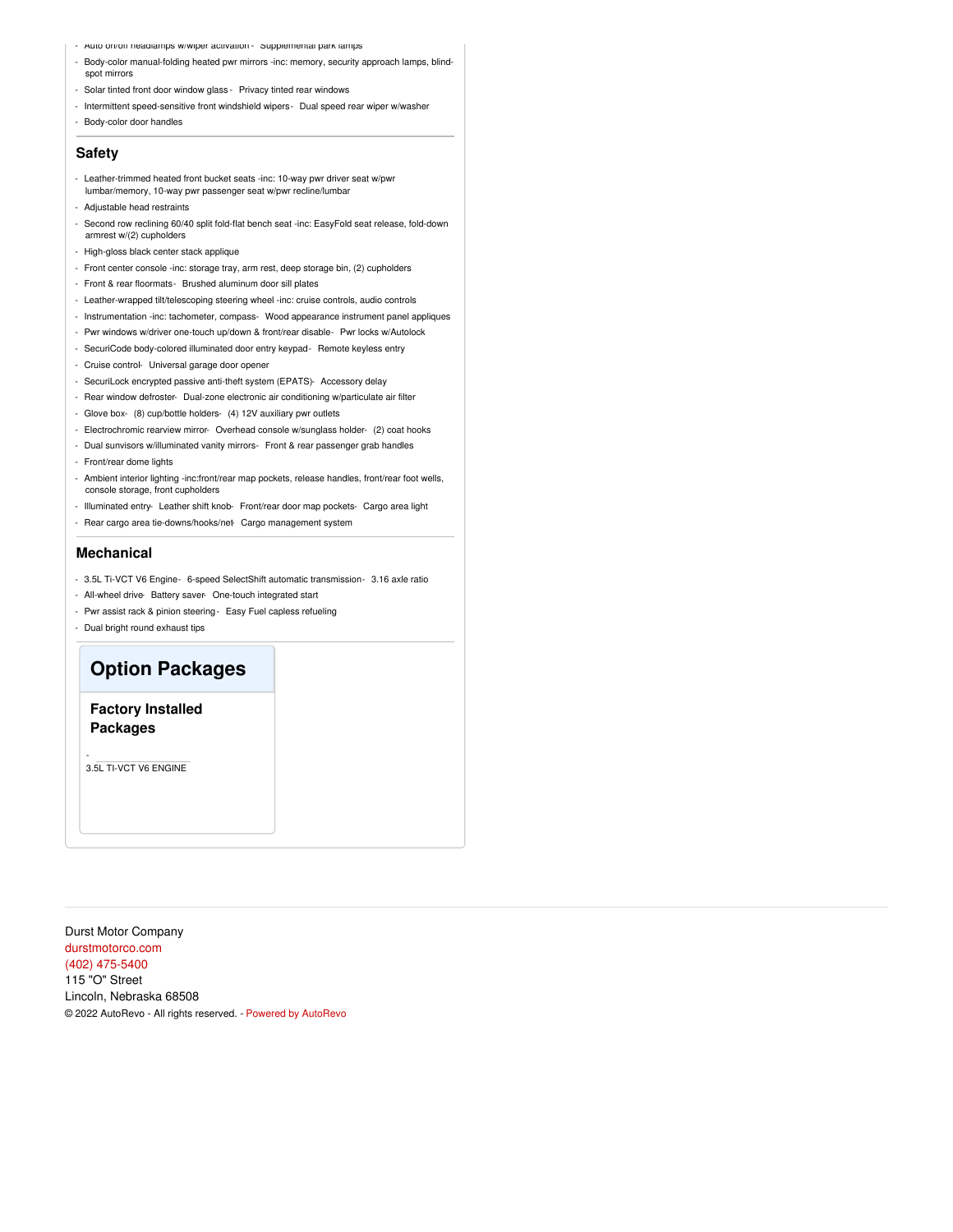- Auto on/off headlamps w/wiper activation - Supplemental park lamps
- Body-color manual-folding heated pwr mirrors -inc: memory, security approach lamps, blind-spot mirrors
- Solar tinted front door window glass - Privacy tinted rear windows
- Intermittent speed-sensitive front windshield wipers - Dual speed rear wiper w/washer
- Body-color door handles

## Safety

- Leather-trimmed heated front bucket seats -inc: 10-way pwr driver seat w/pwr lumbar/memory, 10-way pwr passenger seat w/pwr recline/lumbar
- Adjustable head restraints
- Second row reclining 60/40 split fold-flat bench seat -inc: EasyFold seat release, fold-down armrest w/(2) cupholders
- High-gloss black center stack applique
- Front center console -inc: storage tray, arm rest, deep storage bin, (2) cupholders
- Front & rear floormats - Brushed aluminum door sill plates
- Leather-wrapped tilt/telescoping steering wheel -inc: cruise controls, audio controls
- Instrumentation -inc: tachometer, compass - Wood appearance instrument panel appliques
- Pwr windows w/driver one-touch up/down & front/rear disable - Pwr locks w/Autolock
- SecuriCode body-colored illuminated door entry keypad - Remote keyless entry
- Cruise control - Universal garage door opener
- SecuriLock encrypted passive anti-theft system (EPATS) - Accessory delay
- Rear window defroster - Dual-zone electronic air conditioning w/particulate air filter
- Glove box - (8) cup/bottle holders - (4) 12V auxiliary pwr outlets
- Electrochromic rearview mirror - Overhead console w/sunglass holder - (2) coat hooks
- Dual sunvisors w/illuminated vanity mirrors - Front & rear passenger grab handles
- Front/rear dome lights
- Ambient interior lighting -inc:front/rear map pockets, release handles, front/rear foot wells, console storage, front cupholders
- Illuminated entry - Leather shift knob - Front/rear door map pockets - Cargo area light
- Rear cargo area tie-downs/hooks/net - Cargo management system

## Mechanical

- 3.5L Ti-VCT V6 Engine - 6-speed SelectShift automatic transmission - 3.16 axle ratio
- All-wheel drive - Battery saver - One-touch integrated start
- Pwr assist rack & pinion steering - Easy Fuel capless refueling
- Dual bright round exhaust tips

# Option Packages

### Factory Installed Packages

- 3.5L TI-VCT V6 ENGINE

Durst Motor Company
durstmotorco.com
(402) 475-5400
115 "O" Street
Lincoln, Nebraska 68508
© 2022 AutoRevo - All rights reserved. - Powered by AutoRevo